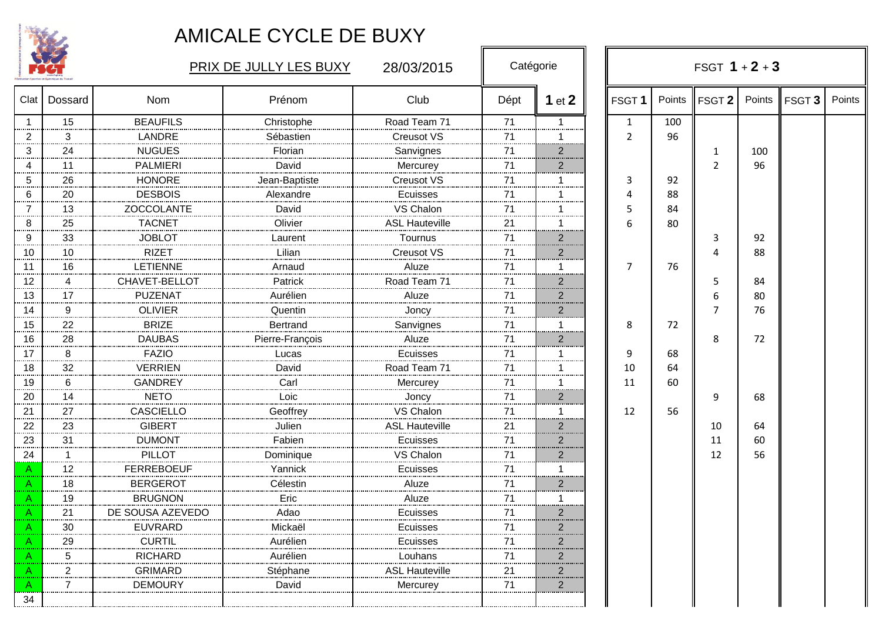# AMICALE CYCLE DE BUXY

PRIX DE JULLY LES BUXY 28/03/2015

| Clat | Dossard | Nom | Prénom | Club | Dépt | Catégorie 1 et 2 | FSGT 1 | Points | FSGT 2 | Points | FSGT 3 | Points |
|---|---|---|---|---|---|---|---|---|---|---|---|---|
| 1 | 15 | BEAUFILS | Christophe | Road Team 71 | 71 | 1 | 1 | 100 | | | | |
| 2 | 3 | LANDRE | Sébastien | Creusot VS | 71 | 1 | 2 | 96 | | | | |
| 3 | 24 | NUGUES | Florian | Sanvignes | 71 | 2 | | | 1 | 100 | | |
| 4 | 11 | PALMIERI | David | Mercurey | 71 | 2 | | | 2 | 96 | | |
| 5 | 26 | HONORE | Jean-Baptiste | Creusot VS | 71 | 1 | 3 | 92 | | | | |
| 6 | 20 | DESBOIS | Alexandre | Ecuisses | 71 | 1 | 4 | 88 | | | | |
| 7 | 13 | ZOCCOLANTE | David | VS Chalon | 71 | 1 | 5 | 84 | | | | |
| 8 | 25 | TACNET | Olivier | ASL Hauteville | 21 | 1 | 6 | 80 | | | | |
| 9 | 33 | JOBLOT | Laurent | Tournus | 71 | 2 | | | 3 | 92 | | |
| 10 | 10 | RIZET | Lilian | Creusot VS | 71 | 2 | | | 4 | 88 | | |
| 11 | 16 | LETIENNE | Arnaud | Aluze | 71 | 1 | 7 | 76 | | | | |
| 12 | 4 | CHAVET-BELLOT | Patrick | Road Team 71 | 71 | 2 | | | 5 | 84 | | |
| 13 | 17 | PUZENAT | Aurélien | Aluze | 71 | 2 | | | 6 | 80 | | |
| 14 | 9 | OLIVIER | Quentin | Joncy | 71 | 2 | | | 7 | 76 | | |
| 15 | 22 | BRIZE | Bertrand | Sanvignes | 71 | 1 | 8 | 72 | | | | |
| 16 | 28 | DAUBAS | Pierre-François | Aluze | 71 | 2 | | | 8 | 72 | | |
| 17 | 8 | FAZIO | Lucas | Ecuisses | 71 | 1 | 9 | 68 | | | | |
| 18 | 32 | VERRIEN | David | Road Team 71 | 71 | 1 | 10 | 64 | | | | |
| 19 | 6 | GANDREY | Carl | Mercurey | 71 | 1 | 11 | 60 | | | | |
| 20 | 14 | NETO | Loic | Joncy | 71 | 2 | | | 9 | 68 | | |
| 21 | 27 | CASCIELLO | Geoffrey | VS Chalon | 71 | 1 | 12 | 56 | | | | |
| 22 | 23 | GIBERT | Julien | ASL Hauteville | 21 | 2 | | | 10 | 64 | | |
| 23 | 31 | DUMONT | Fabien | Ecuisses | 71 | 2 | | | 11 | 60 | | |
| 24 | 1 | PILLOT | Dominique | VS Chalon | 71 | 2 | | | 12 | 56 | | |
| A | 12 | FERREBOEUF | Yannick | Ecuisses | 71 | 1 | | | | | | |
| A | 18 | BERGEROT | Célestin | Aluze | 71 | 2 | | | | | | |
| A | 19 | BRUGNON | Eric | Aluze | 71 | 1 | | | | | | |
| A | 21 | DE SOUSA AZEVEDO | Adao | Ecuisses | 71 | 2 | | | | | | |
| A | 30 | EUVRARD | Mickaël | Ecuisses | 71 | 2 | | | | | | |
| A | 29 | CURTIL | Aurélien | Ecuisses | 71 | 2 | | | | | | |
| A | 5 | RICHARD | Aurélien | Louhans | 71 | 2 | | | | | | |
| A | 2 | GRIMARD | Stéphane | ASL Hauteville | 21 | 2 | | | | | | |
| A | 7 | DEMOURY | David | Mercurey | 71 | 2 | | | | | | |
| 34 | | | | | | | | | | | | |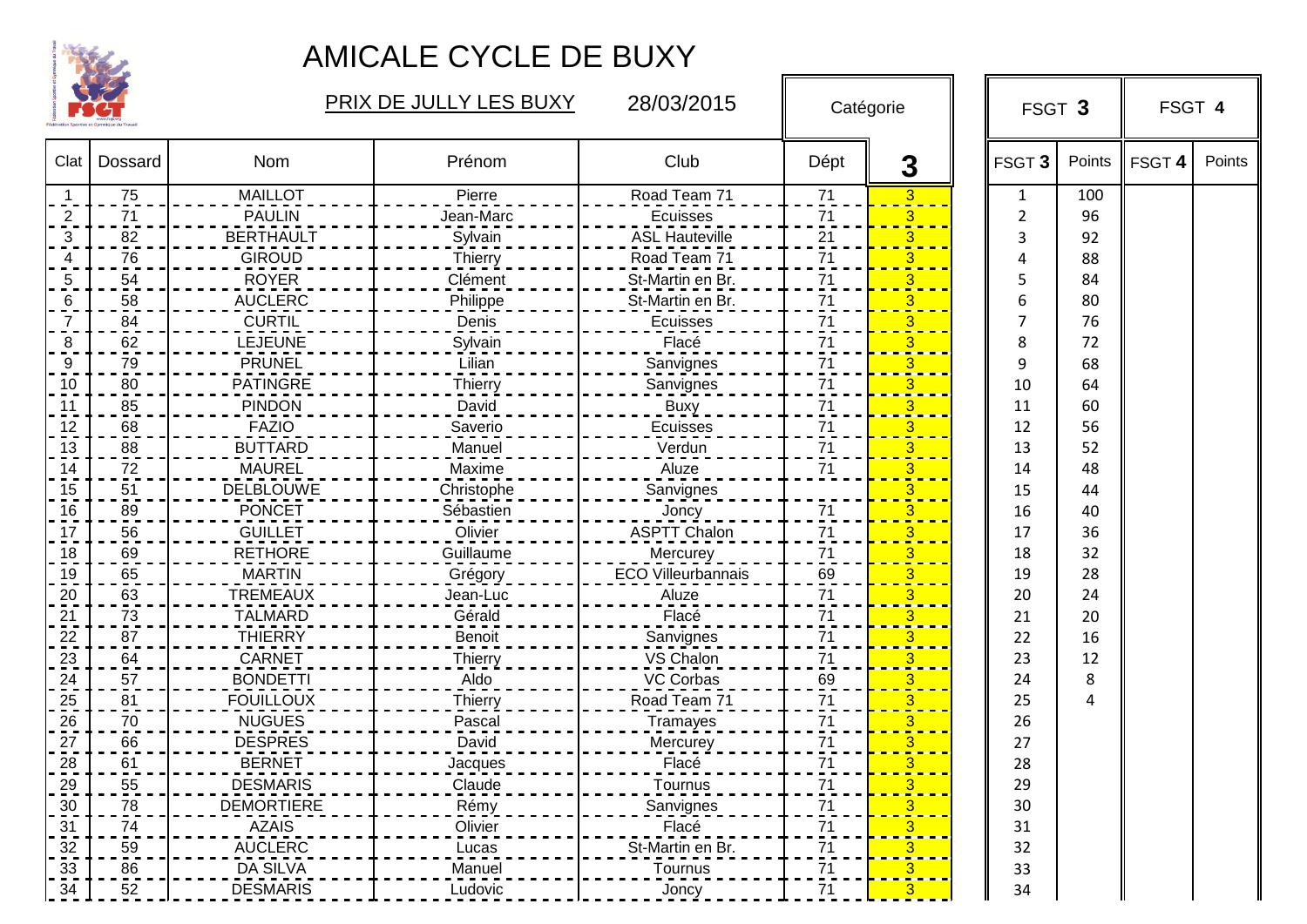# AMICALE CYCLE DE BUXY

PRIX DE JULLY LES BUXY 28/03/2015

| Clat | Dossard | Nom | Prénom | Club | Dépt | Catégorie 3 | FSGT 3 | Points | FSGT 4 | Points |
|---|---|---|---|---|---|---|---|---|---|---|
| 1 | 75 | MAILLOT | Pierre | Road Team 71 | 71 | 3 | 1 | 100 | | |
| 2 | 71 | PAULIN | Jean-Marc | Ecuisses | 71 | 3 | 2 | 96 | | |
| 3 | 82 | BERTHAULT | Sylvain | ASL Hauteville | 21 | 3 | 3 | 92 | | |
| 4 | 76 | GIROUD | Thierry | Road Team 71 | 71 | 3 | 4 | 88 | | |
| 5 | 54 | ROYER | Clément | St-Martin en Br. | 71 | 3 | 5 | 84 | | |
| 6 | 58 | AUCLERC | Philippe | St-Martin en Br. | 71 | 3 | 6 | 80 | | |
| 7 | 84 | CURTIL | Denis | Ecuisses | 71 | 3 | 7 | 76 | | |
| 8 | 62 | LEJEUNE | Sylvain | Flacé | 71 | 3 | 8 | 72 | | |
| 9 | 79 | PRUNEL | Lilian | Sanvignes | 71 | 3 | 9 | 68 | | |
| 10 | 80 | PATINGRE | Thierry | Sanvignes | 71 | 3 | 10 | 64 | | |
| 11 | 85 | PINDON | David | Buxy | 71 | 3 | 11 | 60 | | |
| 12 | 68 | FAZIO | Saverio | Ecuisses | 71 | 3 | 12 | 56 | | |
| 13 | 88 | BUTTARD | Manuel | Verdun | 71 | 3 | 13 | 52 | | |
| 14 | 72 | MAUREL | Maxime | Aluze | 71 | 3 | 14 | 48 | | |
| 15 | 51 | DELBLOUWE | Christophe | Sanvignes | | 3 | 15 | 44 | | |
| 16 | 89 | PONCET | Sébastien | Joncy | 71 | 3 | 16 | 40 | | |
| 17 | 56 | GUILLET | Olivier | ASPTT Chalon | 71 | 3 | 17 | 36 | | |
| 18 | 69 | RETHORE | Guillaume | Mercurey | 71 | 3 | 18 | 32 | | |
| 19 | 65 | MARTIN | Grégory | ECO Villeurbannais | 69 | 3 | 19 | 28 | | |
| 20 | 63 | TREMEAUX | Jean-Luc | Aluze | 71 | 3 | 20 | 24 | | |
| 21 | 73 | TALMARD | Gérald | Flacé | 71 | 3 | 21 | 20 | | |
| 22 | 87 | THIERRY | Benoit | Sanvignes | 71 | 3 | 22 | 16 | | |
| 23 | 64 | CARNET | Thierry | VS Chalon | 71 | 3 | 23 | 12 | | |
| 24 | 57 | BONDETTI | Aldo | VC Corbas | 69 | 3 | 24 | 8 | | |
| 25 | 81 | FOUILLOUX | Thierry | Road Team 71 | 71 | 3 | 25 | 4 | | |
| 26 | 70 | NUGUES | Pascal | Tramayes | 71 | 3 | 26 | | | |
| 27 | 66 | DESPRES | David | Mercurey | 71 | 3 | 27 | | | |
| 28 | 61 | BERNET | Jacques | Flacé | 71 | 3 | 28 | | | |
| 29 | 55 | DESMARIS | Claude | Tournus | 71 | 3 | 29 | | | |
| 30 | 78 | DEMORTIERE | Rémy | Sanvignes | 71 | 3 | 30 | | | |
| 31 | 74 | AZAIS | Olivier | Flacé | 71 | 3 | 31 | | | |
| 32 | 59 | AUCLERC | Lucas | St-Martin en Br. | 71 | 3 | 32 | | | |
| 33 | 86 | DA SILVA | Manuel | Tournus | 71 | 3 | 33 | | | |
| 34 | 52 | DESMARIS | Ludovic | Joncy | 71 | 3 | 34 | | | |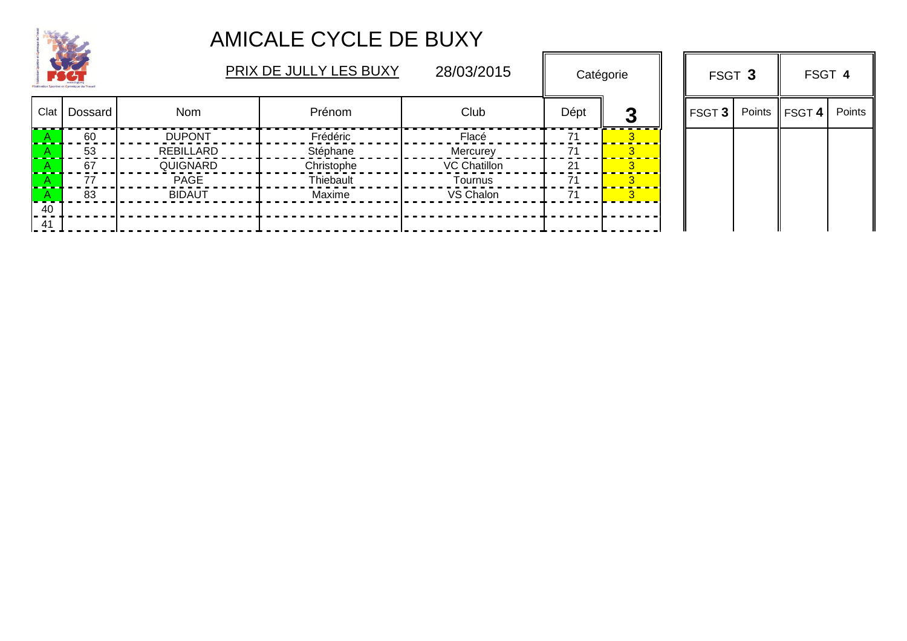# AMICALE CYCLE DE BUXY

PRIX DE JULLY LES BUXY 28/03/2015

| Clat | Dossard | Nom | Prénom | Club | Dépt | Catégorie 3 | FSGT 3 | Points | FSGT 4 | Points |
|---|---|---|---|---|---|---|---|---|---|---|
| A | 60 | DUPONT | Frédéric | Flacé | 71 | 3 | | | | |
| A | 53 | REBILLARD | Stéphane | Mercurey | 71 | 3 | | | | |
| A | 67 | QUIGNARD | Christophe | VC Chatillon | 21 | 3 | | | | |
| A | 77 | PAGE | Thiebault | Tournus | 71 | 3 | | | | |
| A | 83 | BIDAUT | Maxime | VS Chalon | 71 | 3 | | | | |
| 40 | | | | | | | | | | |
| 41 | | | | | | | | | | |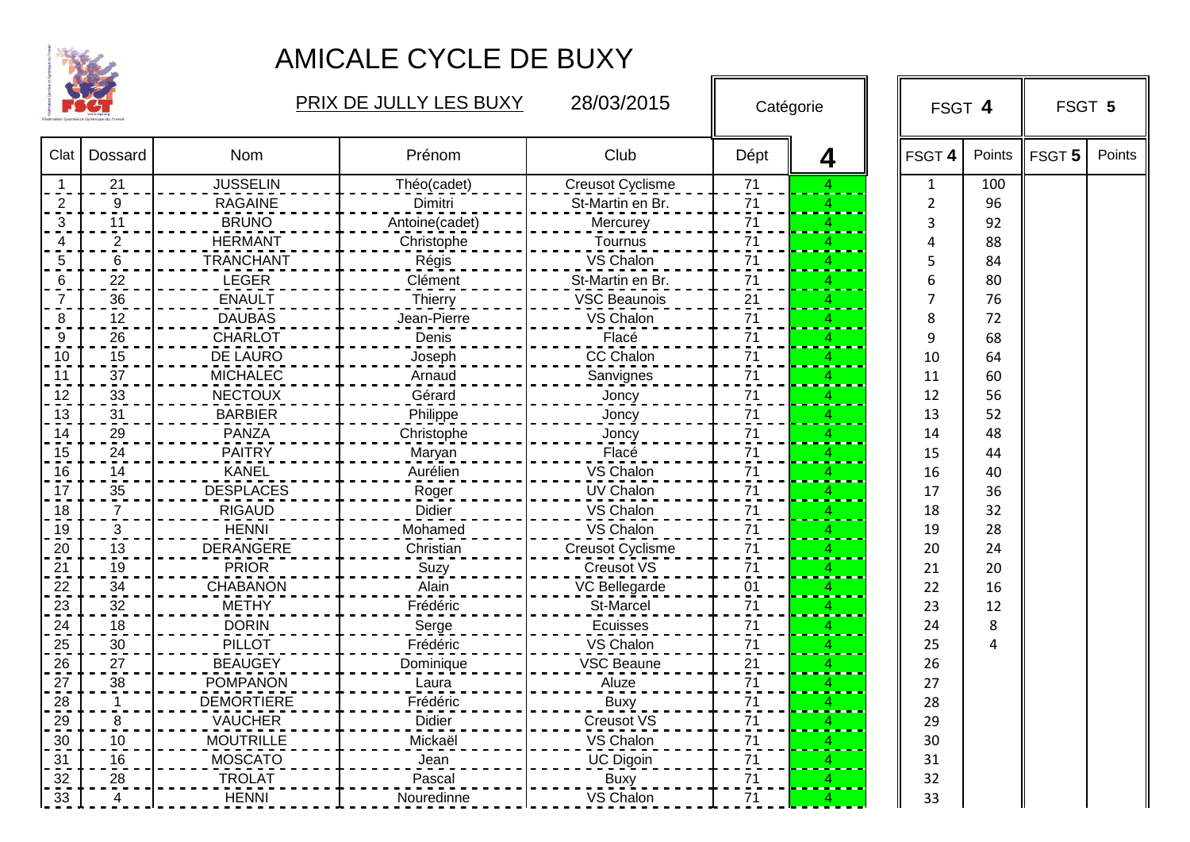# AMICALE CYCLE DE BUXY

PRIX DE JULLY LES BUXY 28/03/2015

| Clat | Dossard | Nom | Prénom | Club | Dépt | Catégorie 4 | FSGT 4 | Points | FSGT 5 | Points |
|---|---|---|---|---|---|---|---|---|---|---|
| 1 | 21 | JUSSELIN | Théo(cadet) | Creusot Cyclisme | 71 | 4 | 1 | 100 | | |
| 2 | 9 | RAGAINE | Dimitri | St-Martin en Br. | 71 | 4 | 2 | 96 | | |
| 3 | 11 | BRUNO | Antoine(cadet) | Mercurey | 71 | 4 | 3 | 92 | | |
| 4 | 2 | HERMANT | Christophe | Tournus | 71 | 4 | 4 | 88 | | |
| 5 | 6 | TRANCHANT | Régis | VS Chalon | 71 | 4 | 5 | 84 | | |
| 6 | 22 | LEGER | Clément | St-Martin en Br. | 71 | 4 | 6 | 80 | | |
| 7 | 36 | ENAULT | Thierry | VSC Beaunois | 21 | 4 | 7 | 76 | | |
| 8 | 12 | DAUBAS | Jean-Pierre | VS Chalon | 71 | 4 | 8 | 72 | | |
| 9 | 26 | CHARLOT | Denis | Flacé | 71 | 4 | 9 | 68 | | |
| 10 | 15 | DE LAURO | Joseph | CC Chalon | 71 | 4 | 10 | 64 | | |
| 11 | 37 | MICHALEC | Arnaud | Sanvignes | 71 | 4 | 11 | 60 | | |
| 12 | 33 | NECTOUX | Gérard | Joncy | 71 | 4 | 12 | 56 | | |
| 13 | 31 | BARBIER | Philippe | Joncy | 71 | 4 | 13 | 52 | | |
| 14 | 29 | PANZA | Christophe | Joncy | 71 | 4 | 14 | 48 | | |
| 15 | 24 | PAITRY | Maryan | Flacé | 71 | 4 | 15 | 44 | | |
| 16 | 14 | KANEL | Aurélien | VS Chalon | 71 | 4 | 16 | 40 | | |
| 17 | 35 | DESPLACES | Roger | UV Chalon | 71 | 4 | 17 | 36 | | |
| 18 | 7 | RIGAUD | Didier | VS Chalon | 71 | 4 | 18 | 32 | | |
| 19 | 3 | HENNI | Mohamed | VS Chalon | 71 | 4 | 19 | 28 | | |
| 20 | 13 | DERANGERE | Christian | Creusot Cyclisme | 71 | 4 | 20 | 24 | | |
| 21 | 19 | PRIOR | Suzy | Creusot VS | 71 | 4 | 21 | 20 | | |
| 22 | 34 | CHABANON | Alain | VC Bellegarde | 01 | 4 | 22 | 16 | | |
| 23 | 32 | METHY | Frédéric | St-Marcel | 71 | 4 | 23 | 12 | | |
| 24 | 18 | DORIN | Serge | Ecuisses | 71 | 4 | 24 | 8 | | |
| 25 | 30 | PILLOT | Frédéric | VS Chalon | 71 | 4 | 25 | 4 | | |
| 26 | 27 | BEAUGEY | Dominique | VSC Beaune | 21 | 4 | 26 | | | |
| 27 | 38 | POMPANON | Laura | Aluze | 71 | 4 | 27 | | | |
| 28 | 1 | DEMORTIERE | Frédéric | Buxy | 71 | 4 | 28 | | | |
| 29 | 8 | VAUCHER | Didier | Creusot VS | 71 | 4 | 29 | | | |
| 30 | 10 | MOUTRILLE | Mickaël | VS Chalon | 71 | 4 | 30 | | | |
| 31 | 16 | MOSCATO | Jean | UC Digoin | 71 | 4 | 31 | | | |
| 32 | 28 | TROLAT | Pascal | Buxy | 71 | 4 | 32 | | | |
| 33 | 4 | HENNI | Nouredinne | VS Chalon | 71 | 4 | 33 | | | |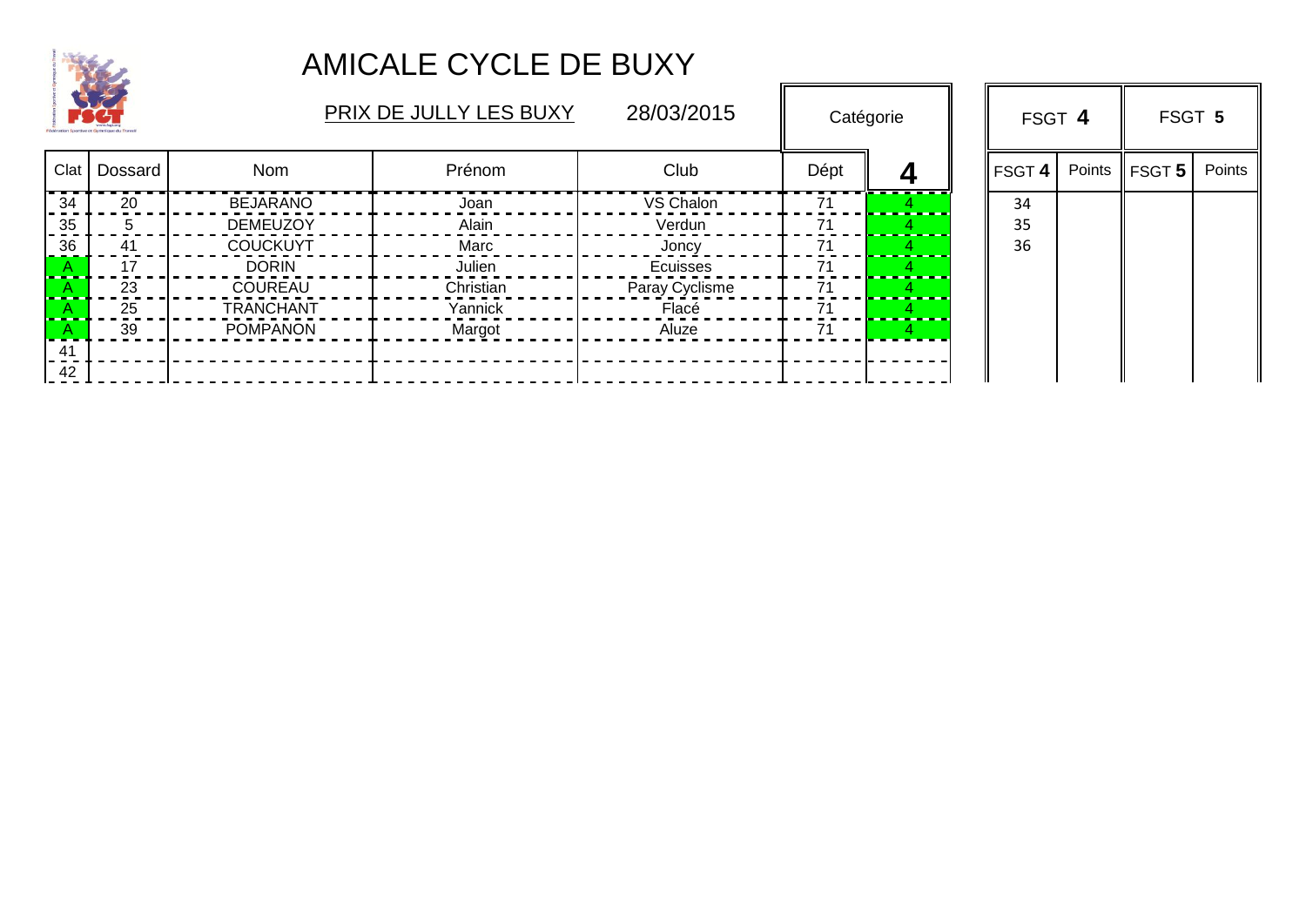# AMICALE CYCLE DE BUXY

PRIX DE JULLY LES BUXY 28/03/2015

| Clat | Dossard | Nom | Prénom | Club | Dépt | Catégorie 4 | | FSGT 4 | Points | FSGT 5 | Points |
|---|---|---|---|---|---|---|---|---|---|---|---|
| 34 | 20 | BEJARANO | Joan | VS Chalon | 71 | 4 | | 34 | | | |
| 35 | 5 | DEMEUZOY | Alain | Verdun | 71 | 4 | | 35 | | | |
| 36 | 41 | COUCKUYT | Marc | Joncy | 71 | 4 | | 36 | | | |
| A | 17 | DORIN | Julien | Ecuisses | 71 | 4 | | | | | |
| A | 23 | COUREAU | Christian | Paray Cyclisme | 71 | 4 | | | | | |
| A | 25 | TRANCHANT | Yannick | Flacé | 71 | 4 | | | | | |
| A | 39 | POMPANON | Margot | Aluze | 71 | 4 | | | | | |
| 41 | | | | | | | | | | | |
| 42 | | | | | | | | | | | |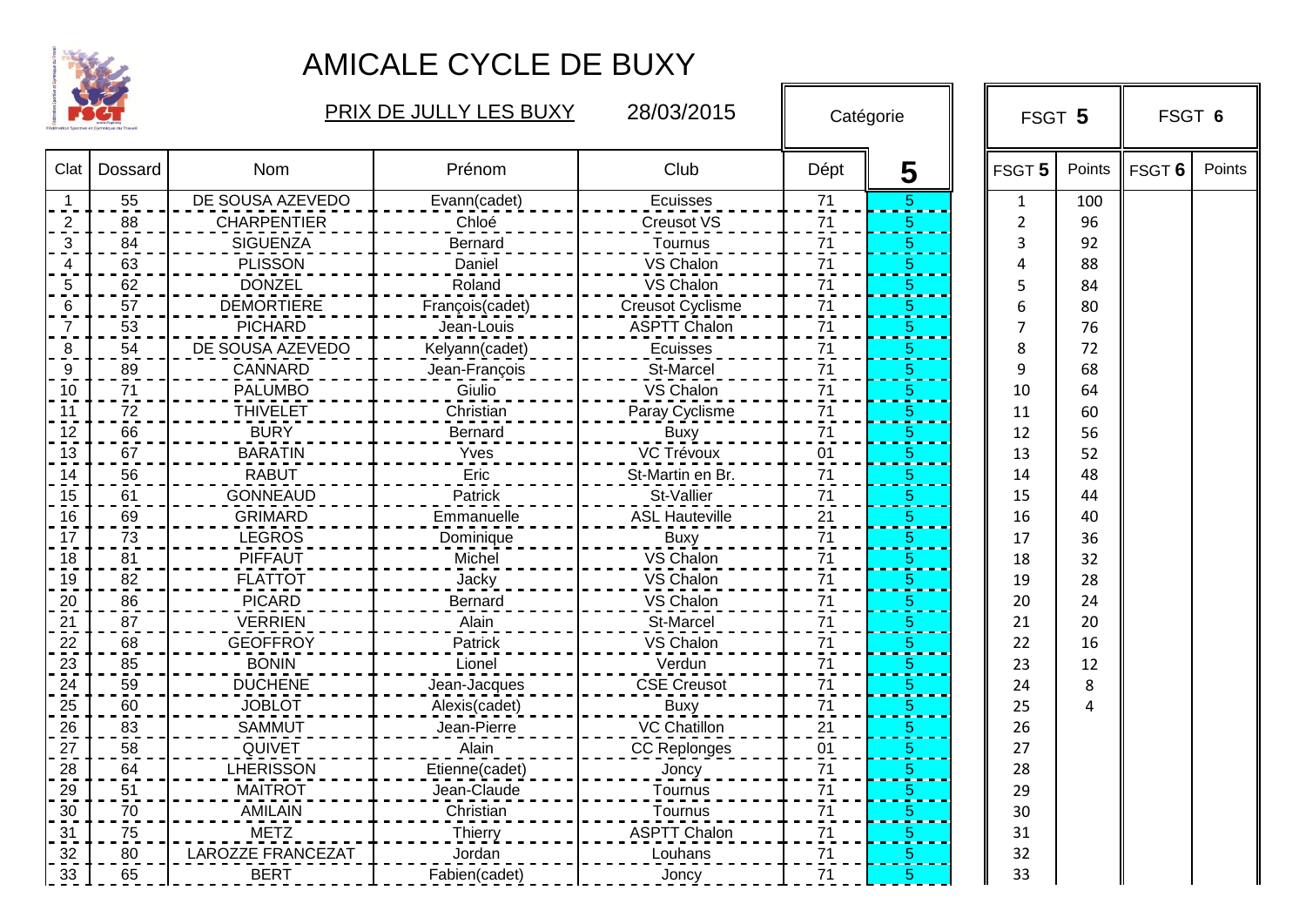# AMICALE CYCLE DE BUXY

PRIX DE JULLY LES BUXY 28/03/2015

| Clat | Dossard | Nom | Prénom | Club | Dépt | Catégorie 5 | | FSGT 5 | Points | FSGT 6 | Points |
|---|---|---|---|---|---|---|---|---|---|---|---|
| 1 | 55 | DE SOUSA AZEVEDO | Evann(cadet) | Ecuisses | 71 | 5 | | 1 | 100 | | |
| 2 | 88 | CHARPENTIER | Chloé | Creusot VS | 71 | 5 | | 2 | 96 | | |
| 3 | 84 | SIGUENZA | Bernard | Tournus | 71 | 5 | | 3 | 92 | | |
| 4 | 63 | PLISSON | Daniel | VS Chalon | 71 | 5 | | 4 | 88 | | |
| 5 | 62 | DONZEL | Roland | VS Chalon | 71 | 5 | | 5 | 84 | | |
| 6 | 57 | DEMORTIERE | François(cadet) | Creusot Cyclisme | 71 | 5 | | 6 | 80 | | |
| 7 | 53 | PICHARD | Jean-Louis | ASPTT Chalon | 71 | 5 | | 7 | 76 | | |
| 8 | 54 | DE SOUSA AZEVEDO | Kelyann(cadet) | Ecuisses | 71 | 5 | | 8 | 72 | | |
| 9 | 89 | CANNARD | Jean-François | St-Marcel | 71 | 5 | | 9 | 68 | | |
| 10 | 71 | PALUMBO | Giulio | VS Chalon | 71 | 5 | | 10 | 64 | | |
| 11 | 72 | THIVELET | Christian | Paray Cyclisme | 71 | 5 | | 11 | 60 | | |
| 12 | 66 | BURY | Bernard | Buxy | 71 | 5 | | 12 | 56 | | |
| 13 | 67 | BARATIN | Yves | VC Trévoux | 01 | 5 | | 13 | 52 | | |
| 14 | 56 | RABUT | Eric | St-Martin en Br. | 71 | 5 | | 14 | 48 | | |
| 15 | 61 | GONNEAUD | Patrick | St-Vallier | 71 | 5 | | 15 | 44 | | |
| 16 | 69 | GRIMARD | Emmanuelle | ASL Hauteville | 21 | 5 | | 16 | 40 | | |
| 17 | 73 | LEGROS | Dominique | Buxy | 71 | 5 | | 17 | 36 | | |
| 18 | 81 | PIFFAUT | Michel | VS Chalon | 71 | 5 | | 18 | 32 | | |
| 19 | 82 | FLATTOT | Jacky | VS Chalon | 71 | 5 | | 19 | 28 | | |
| 20 | 86 | PICARD | Bernard | VS Chalon | 71 | 5 | | 20 | 24 | | |
| 21 | 87 | VERRIEN | Alain | St-Marcel | 71 | 5 | | 21 | 20 | | |
| 22 | 68 | GEOFFROY | Patrick | VS Chalon | 71 | 5 | | 22 | 16 | | |
| 23 | 85 | BONIN | Lionel | Verdun | 71 | 5 | | 23 | 12 | | |
| 24 | 59 | DUCHENE | Jean-Jacques | CSE Creusot | 71 | 5 | | 24 | 8 | | |
| 25 | 60 | JOBLOT | Alexis(cadet) | Buxy | 71 | 5 | | 25 | 4 | | |
| 26 | 83 | SAMMUT | Jean-Pierre | VC Chatillon | 21 | 5 | | 26 | | | |
| 27 | 58 | QUIVET | Alain | CC Replonges | 01 | 5 | | 27 | | | |
| 28 | 64 | LHERISSON | Etienne(cadet) | Joncy | 71 | 5 | | 28 | | | |
| 29 | 51 | MAITROT | Jean-Claude | Tournus | 71 | 5 | | 29 | | | |
| 30 | 70 | AMILAIN | Christian | Tournus | 71 | 5 | | 30 | | | |
| 31 | 75 | METZ | Thierry | ASPTT Chalon | 71 | 5 | | 31 | | | |
| 32 | 80 | LAROZZE FRANCEZAT | Jordan | Louhans | 71 | 5 | | 32 | | | |
| 33 | 65 | BERT | Fabien(cadet) | Joncy | 71 | 5 | | 33 | | | |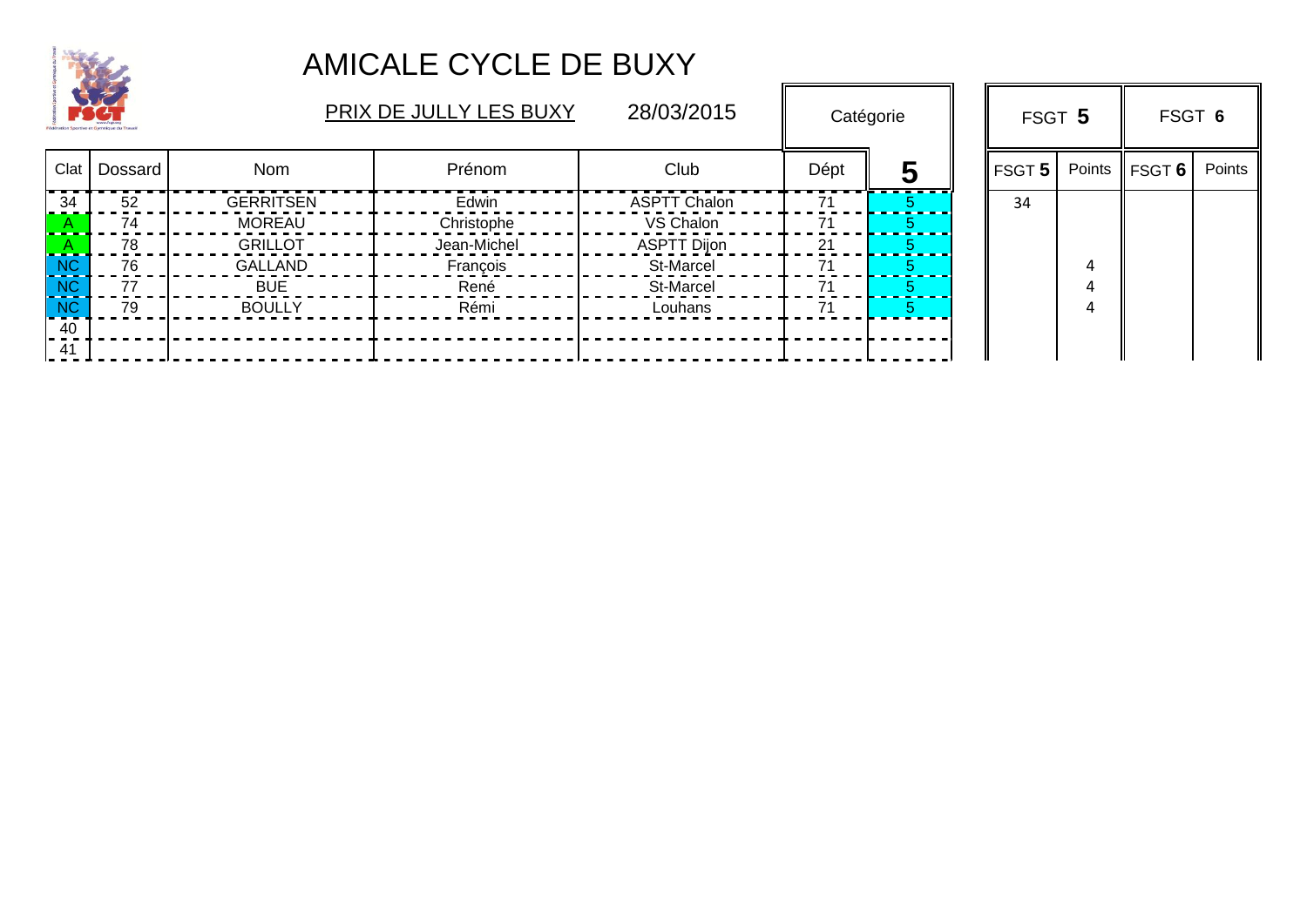# AMICALE CYCLE DE BUXY

PRIX DE JULLY LES BUXY 28/03/2015

| Clat | Dossard | Nom | Prénom | Club | Dépt | Catégorie 5 | | FSGT 5 | Points | FSGT 6 | Points |
|---|---|---|---|---|---|---|---|---|---|---|---|
| 34 | 52 | GERRITSEN | Edwin | ASPTT Chalon | 71 | 5 | | 34 | | | |
| A | 74 | MOREAU | Christophe | VS Chalon | 71 | 5 | | | | | |
| A | 78 | GRILLOT | Jean-Michel | ASPTT Dijon | 21 | 5 | | | | | |
| NC | 76 | GALLAND | François | St-Marcel | 71 | 5 | | | 4 | | |
| NC | 77 | BUE | René | St-Marcel | 71 | 5 | | | 4 | | |
| NC | 79 | BOULLY | Rémi | Louhans | 71 | 5 | | | 4 | | |
| 40 | | | | | | | | | | | |
| 41 | | | | | | | | | | | |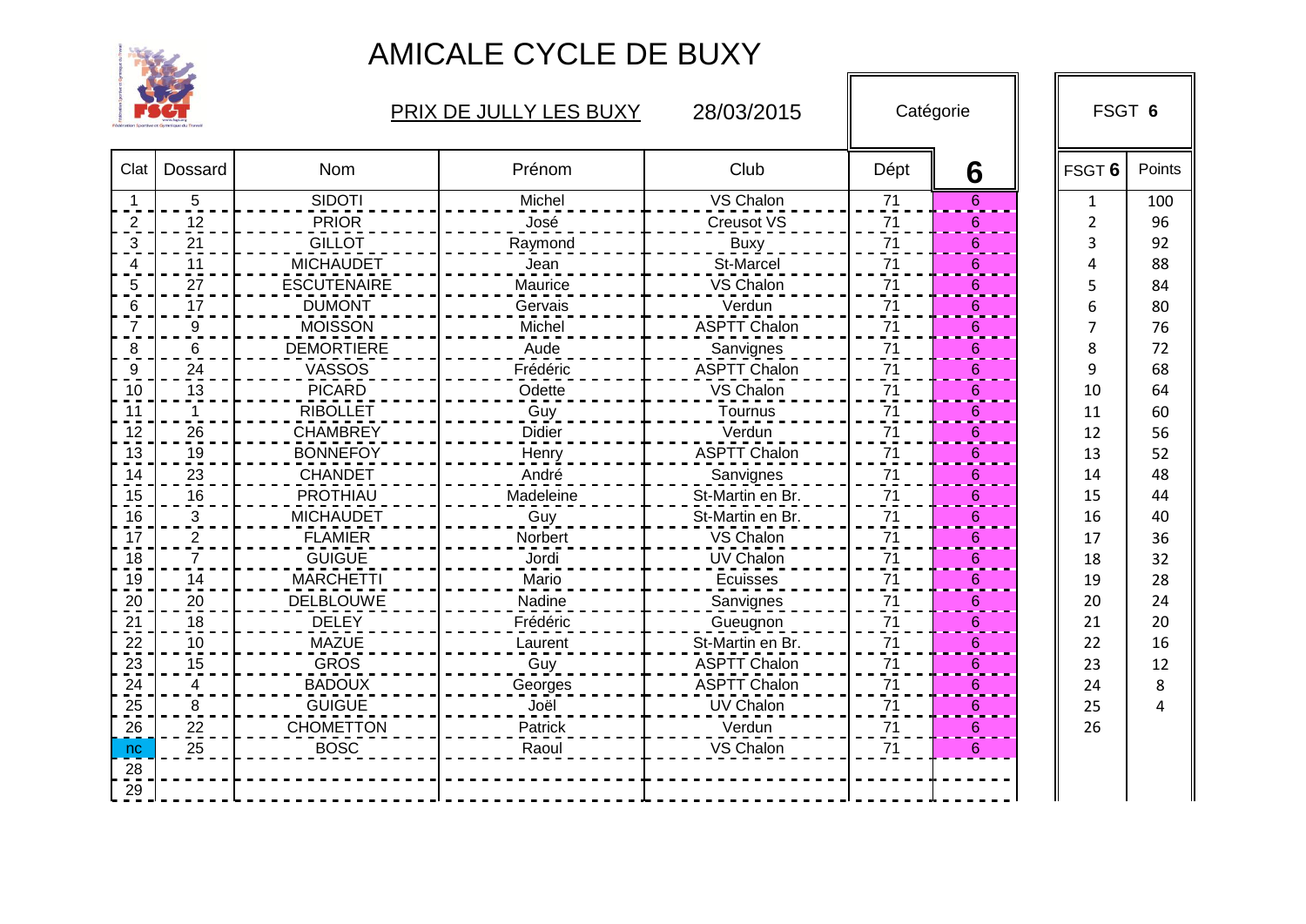# AMICALE CYCLE DE BUXY

PRIX DE JULLY LES BUXY 28/03/2015

| | | | | | Catégorie | | FSGT **6** | |
|---|---|---|---|---|---|---|---|---|
| Clat | Dossard | Nom | Prénom | Club | Dépt | **6** | FSGT **6** | Points |
| 1 | 5 | SIDOTI | Michel | VS Chalon | 71 | 6 | 1 | 100 |
| 2 | 12 | PRIOR | José | Creusot VS | 71 | 6 | 2 | 96 |
| 3 | 21 | GILLOT | Raymond | Buxy | 71 | 6 | 3 | 92 |
| 4 | 11 | MICHAUDET | Jean | St-Marcel | 71 | 6 | 4 | 88 |
| 5 | 27 | ESCUTENAIRE | Maurice | VS Chalon | 71 | 6 | 5 | 84 |
| 6 | 17 | DUMONT | Gervais | Verdun | 71 | 6 | 6 | 80 |
| 7 | 9 | MOISSON | Michel | ASPTT Chalon | 71 | 6 | 7 | 76 |
| 8 | 6 | DEMORTIERE | Aude | Savignes | 71 | 6 | 8 | 72 |
| 9 | 24 | VASSOS | Frédéric | ASPTT Chalon | 71 | 6 | 9 | 68 |
| 10 | 13 | PICARD | Odette | VS Chalon | 71 | 6 | 10 | 64 |
| 11 | 1 | RIBOLLET | Guy | Tournus | 71 | 6 | 11 | 60 |
| 12 | 26 | CHAMBREY | Didier | Verdun | 71 | 6 | 12 | 56 |
| 13 | 19 | BONNEFOY | Henry | ASPTT Chalon | 71 | 6 | 13 | 52 |
| 14 | 23 | CHANDET | André | Savignes | 71 | 6 | 14 | 48 |
| 15 | 16 | PROTHIAU | Madeleine | St-Martin en Br. | 71 | 6 | 15 | 44 |
| 16 | 3 | MICHAUDET | Guy | St-Martin en Br. | 71 | 6 | 16 | 40 |
| 17 | 2 | FLAMIER | Norbert | VS Chalon | 71 | 6 | 17 | 36 |
| 18 | 7 | GUIGUE | Jordi | UV Chalon | 71 | 6 | 18 | 32 |
| 19 | 14 | MARCHETTI | Mario | Ecuisses | 71 | 6 | 19 | 28 |
| 20 | 20 | DELBLOUWE | Nadine | Savignes | 71 | 6 | 20 | 24 |
| 21 | 18 | DELEY | Frédéric | Gueugnon | 71 | 6 | 21 | 20 |
| 22 | 10 | MAZUE | Laurent | St-Martin en Br. | 71 | 6 | 22 | 16 |
| 23 | 15 | GROS | Guy | ASPTT Chalon | 71 | 6 | 23 | 12 |
| 24 | 4 | BADOUX | Georges | ASPTT Chalon | 71 | 6 | 24 | 8 |
| 25 | 8 | GUIGUE | Joël | UV Chalon | 71 | 6 | 25 | 4 |
| 26 | 22 | CHOMETTON | Patrick | Verdun | 71 | 6 | 26 | |
| nc | 25 | BOSC | Raoul | VS Chalon | 71 | 6 | | |
| 28 | | | | | | | | |
| 29 | | | | | | | | |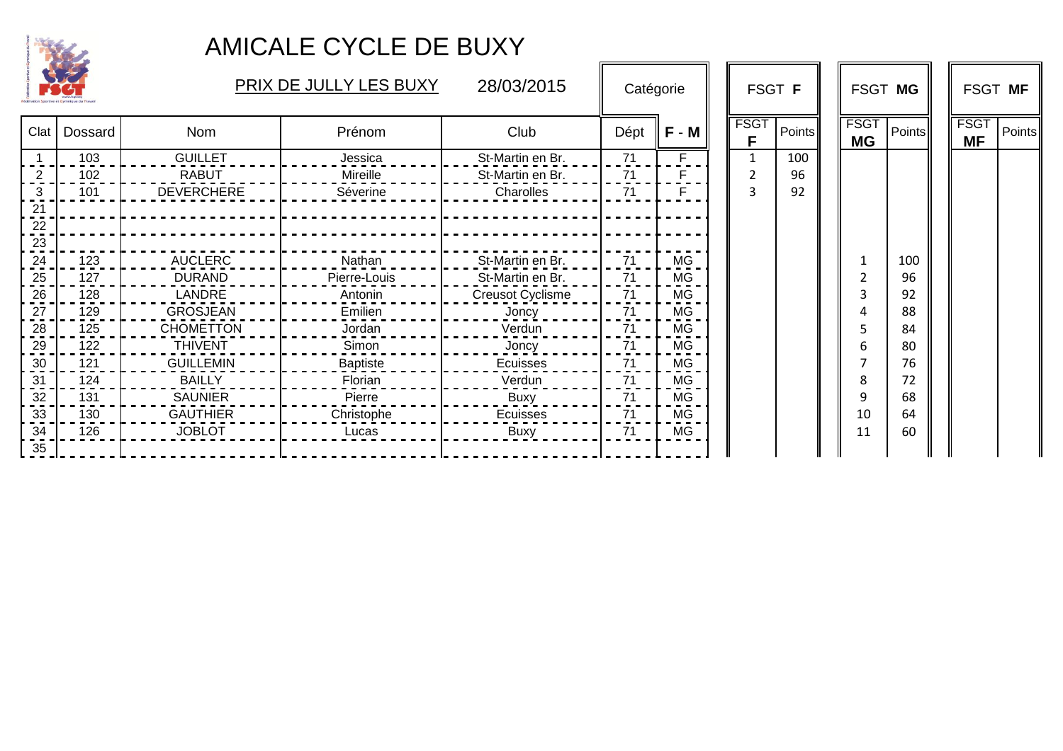# AMICALE CYCLE DE BUXY

PRIX DE JULLY LES BUXY 28/03/2015

| Clat | Dossard | Nom | Prénom | Club | Dépt | F - M | FSGT F | Points | FSGT MG | Points | FSGT MF | Points |
|---|---|---|---|---|---|---|---|---|---|---|---|---|
| | | | | | Catégorie | | FSGT **F** | | FSGT **MG** | | FSGT **MF** | |
| 1 | 103 | GUILLET | Jessica | St-Martin en Br. | 71 | F | 1 | 100 | | | | |
| 2 | 102 | RABUT | Mireille | St-Martin en Br. | 71 | F | 2 | 96 | | | | |
| 3 | 101 | DEVERCHERE | Séverine | Charolles | 71 | F | 3 | 92 | | | | |
| 21 | | | | | | | | | | | | |
| 22 | | | | | | | | | | | | |
| 23 | | | | | | | | | | | | |
| 24 | 123 | AUCLERC | Nathan | St-Martin en Br. | 71 | MG | | | 1 | 100 | | |
| 25 | 127 | DURAND | Pierre-Louis | St-Martin en Br. | 71 | MG | | | 2 | 96 | | |
| 26 | 128 | LANDRE | Antonin | Creusot Cyclisme | 71 | MG | | | 3 | 92 | | |
| 27 | 129 | GROSJEAN | Emilien | Joncy | 71 | MG | | | 4 | 88 | | |
| 28 | 125 | CHOMETTON | Jordan | Verdun | 71 | MG | | | 5 | 84 | | |
| 29 | 122 | THIVENT | Simon | Joncy | 71 | MG | | | 6 | 80 | | |
| 30 | 121 | GUILLEMIN | Baptiste | Ecuisses | 71 | MG | | | 7 | 76 | | |
| 31 | 124 | BAILLY | Florian | Verdun | 71 | MG | | | 8 | 72 | | |
| 32 | 131 | SAUNIER | Pierre | Buxy | 71 | MG | | | 9 | 68 | | |
| 33 | 130 | GAUTHIER | Christophe | Ecuisses | 71 | MG | | | 10 | 64 | | |
| 34 | 126 | JOBLOT | Lucas | Buxy | 71 | MG | | | 11 | 60 | | |
| 35 | | | | | | | | | | | | |